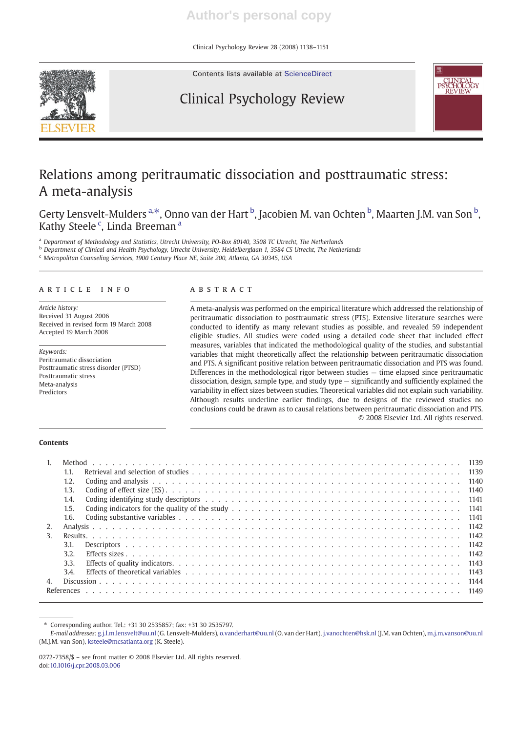# Relations among peritraumatic dissociation and posttraumatic stress: A meta-analysis

Gerty Lensvelt-Mulders [a,*], Onno van der Hart [b], Jacobien M. van Ochten [b], Maarten J.M. van Son [b], Kathy Steele [c], Linda Breeman [a]

[a] Department of Methodology and Statistics, Utrecht University, PO-Box 80140, 3508 TC Utrecht, The Netherlands
[b] Department of Clinical and Health Psychology, Utrecht University, Heidelberglaan 1, 3584 CS Utrecht, The Netherlands
[c] Metropolitan Counseling Services, 1900 Century Place NE, Suite 200, Atlanta, GA 30345, USA

## ARTICLE INFO

*Article history:*
Received 31 August 2006
Received in revised form 19 March 2008
Accepted 19 March 2008

*Keywords:*
Peritraumatic dissociation
Posttraumatic stress disorder (PTSD)
Posttraumatic stress
Meta-analysis
Predictors

## ABSTRACT

A meta-analysis was performed on the empirical literature which addressed the relationship of peritraumatic dissociation to posttraumatic stress (PTS). Extensive literature searches were conducted to identify as many relevant studies as possible, and revealed 59 independent eligible studies. All studies were coded using a detailed code sheet that included effect measures, variables that indicated the methodological quality of the studies, and substantial variables that might theoretically affect the relationship between peritraumatic dissociation and PTS. A significant positive relation between peritraumatic dissociation and PTS was found. Differences in the methodological rigor between studies — time elapsed since peritraumatic dissociation, design, sample type, and study type — significantly and sufficiently explained the variability in effect sizes between studies. Theoretical variables did not explain such variability. Although results underline earlier findings, due to designs of the reviewed studies no conclusions could be drawn as to causal relations between peritraumatic dissociation and PTS.

© 2008 Elsevier Ltd. All rights reserved.

**Contents**

1. Method . . . 1139
   - 1.1. Retrieval and selection of studies . . . 1139
   - 1.2. Coding and analysis . . . 1140
   - 1.3. Coding of effect size (ES) . . . 1140
   - 1.4. Coding identifying study descriptors . . . 1141
   - 1.5. Coding indicators for the quality of the study . . . 1141
   - 1.6. Coding substantive variables . . . 1141
2. Analysis . . . 1142
3. Results . . . 1142
   - 3.1. Descriptors . . . 1142
   - 3.2. Effects sizes . . . 1142
   - 3.3. Effects of quality indicators . . . 1143
   - 3.4. Effects of theoretical variables . . . 1143
4. Discussion . . . 1144

References . . . 1149

\* Corresponding author. Tel.: +31 30 2535857; fax: +31 30 2535797.
*E-mail addresses:* g.j.l.m.lensvelt@uu.nl (G. Lensvelt-Mulders), o.vanderhart@uu.nl (O. van der Hart), j.vanochten@hsk.nl (J.M. van Ochten), m.j.m.vanson@uu.nl (M.J.M. van Son), ksteele@mcsatlanta.org (K. Steele).

0272-7358/$ – see front matter © 2008 Elsevier Ltd. All rights reserved.
doi:10.1016/j.cpr.2008.03.006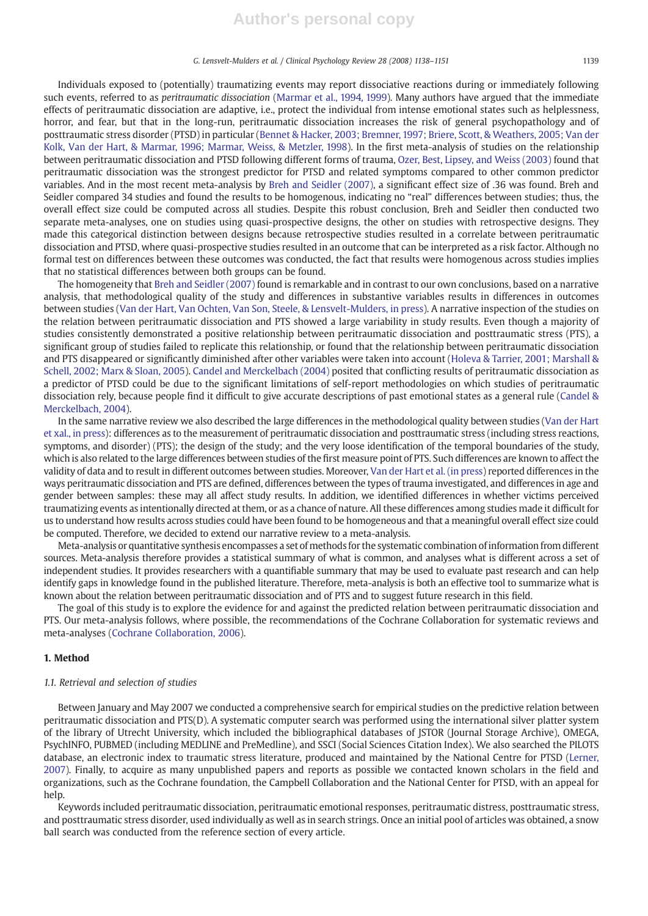Individuals exposed to (potentially) traumatizing events may report dissociative reactions during or immediately following such events, referred to as *peritraumatic dissociation* (Marmar et al., 1994, 1999). Many authors have argued that the immediate effects of peritraumatic dissociation are adaptive, i.e., protect the individual from intense emotional states such as helplessness, horror, and fear, but that in the long-run, peritraumatic dissociation increases the risk of general psychopathology and of posttraumatic stress disorder (PTSD) in particular (Bennet & Hacker, 2003; Bremner, 1997; Briere, Scott, & Weathers, 2005; Van der Kolk, Van der Hart, & Marmar, 1996; Marmar, Weiss, & Metzler, 1998). In the first meta-analysis of studies on the relationship between peritraumatic dissociation and PTSD following different forms of trauma, Ozer, Best, Lipsey, and Weiss (2003) found that peritraumatic dissociation was the strongest predictor for PTSD and related symptoms compared to other common predictor variables. And in the most recent meta-analysis by Breh and Seidler (2007), a significant effect size of .36 was found. Breh and Seidler compared 34 studies and found the results to be homogenous, indicating no "real" differences between studies; thus, the overall effect size could be computed across all studies. Despite this robust conclusion, Breh and Seidler then conducted two separate meta-analyses, one on studies using quasi-prospective designs, the other on studies with retrospective designs. They made this categorical distinction between designs because retrospective studies resulted in a correlate between peritraumatic dissociation and PTSD, where quasi-prospective studies resulted in an outcome that can be interpreted as a risk factor. Although no formal test on differences between these outcomes was conducted, the fact that results were homogenous across studies implies that no statistical differences between both groups can be found.

The homogeneity that Breh and Seidler (2007) found is remarkable and in contrast to our own conclusions, based on a narrative analysis, that methodological quality of the study and differences in substantive variables results in differences in outcomes between studies (Van der Hart, Van Ochten, Van Son, Steele, & Lensvelt-Mulders, in press). A narrative inspection of the studies on the relation between peritraumatic dissociation and PTS showed a large variability in study results. Even though a majority of studies consistently demonstrated a positive relationship between peritraumatic dissociation and posttraumatic stress (PTS), a significant group of studies failed to replicate this relationship, or found that the relationship between peritraumatic dissociation and PTS disappeared or significantly diminished after other variables were taken into account (Holeva & Tarrier, 2001; Marshall & Schell, 2002; Marx & Sloan, 2005). Candel and Merckelbach (2004) posited that conflicting results of peritraumatic dissociation as a predictor of PTSD could be due to the significant limitations of self-report methodologies on which studies of peritraumatic dissociation rely, because people find it difficult to give accurate descriptions of past emotional states as a general rule (Candel & Merckelbach, 2004).

In the same narrative review we also described the large differences in the methodological quality between studies (Van der Hart et xal., in press): differences as to the measurement of peritraumatic dissociation and posttraumatic stress (including stress reactions, symptoms, and disorder) (PTS); the design of the study; and the very loose identification of the temporal boundaries of the study, which is also related to the large differences between studies of the first measure point of PTS. Such differences are known to affect the validity of data and to result in different outcomes between studies. Moreover, Van der Hart et al. (in press) reported differences in the ways peritraumatic dissociation and PTS are defined, differences between the types of trauma investigated, and differences in age and gender between samples: these may all affect study results. In addition, we identified differences in whether victims perceived traumatizing events as intentionally directed at them, or as a chance of nature. All these differences among studies made it difficult for us to understand how results across studies could have been found to be homogeneous and that a meaningful overall effect size could be computed. Therefore, we decided to extend our narrative review to a meta-analysis.

Meta-analysis or quantitative synthesis encompasses a set of methods for the systematic combination of information from different sources. Meta-analysis therefore provides a statistical summary of what is common, and analyses what is different across a set of independent studies. It provides researchers with a quantifiable summary that may be used to evaluate past research and can help identify gaps in knowledge found in the published literature. Therefore, meta-analysis is both an effective tool to summarize what is known about the relation between peritraumatic dissociation and of PTS and to suggest future research in this field.

The goal of this study is to explore the evidence for and against the predicted relation between peritraumatic dissociation and PTS. Our meta-analysis follows, where possible, the recommendations of the Cochrane Collaboration for systematic reviews and meta-analyses (Cochrane Collaboration, 2006).

## 1. Method

### 1.1. Retrieval and selection of studies

Between January and May 2007 we conducted a comprehensive search for empirical studies on the predictive relation between peritraumatic dissociation and PTS(D). A systematic computer search was performed using the international silver platter system of the library of Utrecht University, which included the bibliographical databases of JSTOR (Journal Storage Archive), OMEGA, PsychINFO, PUBMED (including MEDLINE and PreMedline), and SSCI (Social Sciences Citation Index). We also searched the PILOTS database, an electronic index to traumatic stress literature, produced and maintained by the National Centre for PTSD (Lerner, 2007). Finally, to acquire as many unpublished papers and reports as possible we contacted known scholars in the field and organizations, such as the Cochrane foundation, the Campbell Collaboration and the National Center for PTSD, with an appeal for help.

Keywords included peritraumatic dissociation, peritraumatic emotional responses, peritraumatic distress, posttraumatic stress, and posttraumatic stress disorder, used individually as well as in search strings. Once an initial pool of articles was obtained, a snow ball search was conducted from the reference section of every article.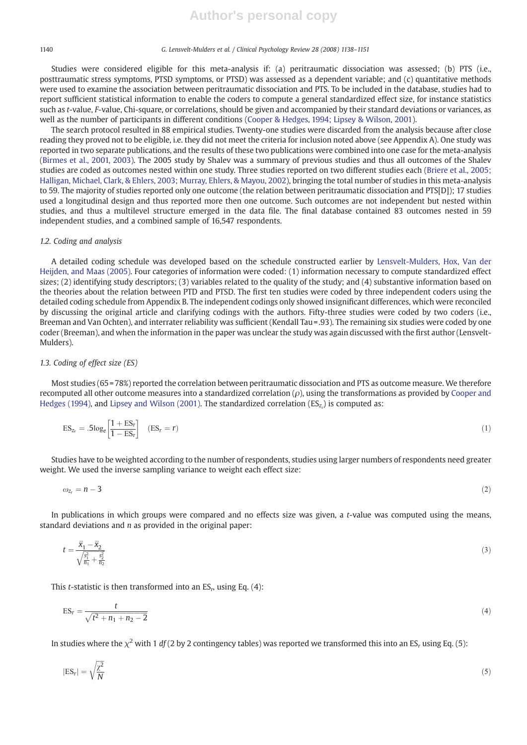Studies were considered eligible for this meta-analysis if: (a) peritraumatic dissociation was assessed; (b) PTS (i.e., posttraumatic stress symptoms, PTSD symptoms, or PTSD) was assessed as a dependent variable; and (c) quantitative methods were used to examine the association between peritraumatic dissociation and PTS. To be included in the database, studies had to report sufficient statistical information to enable the coders to compute a general standardized effect size, for instance statistics such as *t*-value, *F*-value, Chi-square, or correlations, should be given and accompanied by their standard deviations or variances, as well as the number of participants in different conditions (Cooper & Hedges, 1994; Lipsey & Wilson, 2001).

The search protocol resulted in 88 empirical studies. Twenty-one studies were discarded from the analysis because after close reading they proved not to be eligible, i.e. they did not meet the criteria for inclusion noted above (see Appendix A). One study was reported in two separate publications, and the results of these two publications were combined into one case for the meta-analysis (Birmes et al., 2001, 2003). The 2005 study by Shalev was a summary of previous studies and thus all outcomes of the Shalev studies are coded as outcomes nested within one study. Three studies reported on two different studies each (Briere et al., 2005; Halligan, Michael, Clark, & Ehlers, 2003; Murray, Ehlers, & Mayou, 2002), bringing the total number of studies in this meta-analysis to 59. The majority of studies reported only one outcome (the relation between peritraumatic dissociation and PTS[D]); 17 studies used a longitudinal design and thus reported more then one outcome. Such outcomes are not independent but nested within studies, and thus a multilevel structure emerged in the data file. The final database contained 83 outcomes nested in 59 independent studies, and a combined sample of 16,547 respondents.

### 1.2. Coding and analysis

A detailed coding schedule was developed based on the schedule constructed earlier by Lensvelt-Mulders, Hox, Van der Heijden, and Maas (2005). Four categories of information were coded: (1) information necessary to compute standardized effect sizes; (2) identifying study descriptors; (3) variables related to the quality of the study; and (4) substantive information based on the theories about the relation between PTD and PTSD. The first ten studies were coded by three independent coders using the detailed coding schedule from Appendix B. The independent codings only showed insignificant differences, which were reconciled by discussing the original article and clarifying codings with the authors. Fifty-three studies were coded by two coders (i.e., Breeman and Van Ochten), and interrater reliability was sufficient (Kendall Tau = .93). The remaining six studies were coded by one coder (Breeman), and when the information in the paper was unclear the study was again discussed with the first author (Lensvelt-Mulders).

### 1.3. Coding of effect size (ES)

Most studies (65 = 78%) reported the correlation between peritraumatic dissociation and PTS as outcome measure. We therefore recomputed all other outcome measures into a standardized correlation ($\rho$), using the transformations as provided by Cooper and Hedges (1994), and Lipsey and Wilson (2001). The standardized correlation ($\mathrm{ES}_{z_r}$) is computed as:

$$\mathrm{ES}_{z_r} = .5\log_e\left[\frac{1+\mathrm{ES}_r}{1-\mathrm{ES}_r}\right] \quad (\mathrm{ES}_r = r) \tag{1}$$

Studies have to be weighted according to the number of respondents, studies using larger numbers of respondents need greater weight. We used the inverse sampling variance to weight each effect size:

$$\omega_{z_r} = n - 3 \tag{2}$$

In publications in which groups were compared and no effects size was given, a *t*-value was computed using the means, standard deviations and *n* as provided in the original paper:

$$t = \frac{\bar{x}_1 - \bar{x}_2}{\sqrt{\frac{s_1^2}{n_1} + \frac{s_2^2}{n_2}}} \tag{3}$$

This *t*-statistic is then transformed into an $\mathrm{ES}_r$, using Eq. (4):

$$\mathrm{ES}_r = \frac{t}{\sqrt{t^2 + n_1 + n_2 - 2}} \tag{4}$$

In studies where the $\chi^2$ with 1 *df* (2 by 2 contingency tables) was reported we transformed this into an $\mathrm{ES}_r$ using Eq. (5):

$$|\mathrm{ES}_r| = \sqrt{\frac{\chi^2}{N}} \tag{5}$$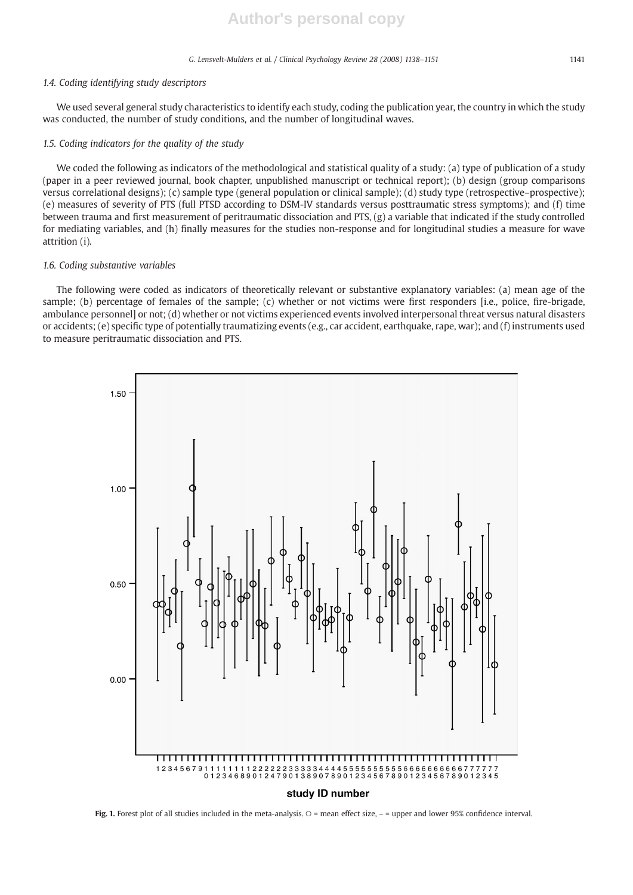### 1.4. Coding identifying study descriptors

We used several general study characteristics to identify each study, coding the publication year, the country in which the study was conducted, the number of study conditions, and the number of longitudinal waves.

### 1.5. Coding indicators for the quality of the study

We coded the following as indicators of the methodological and statistical quality of a study: (a) type of publication of a study (paper in a peer reviewed journal, book chapter, unpublished manuscript or technical report); (b) design (group comparisons versus correlational designs); (c) sample type (general population or clinical sample); (d) study type (retrospective–prospective); (e) measures of severity of PTS (full PTSD according to DSM-IV standards versus posttraumatic stress symptoms); and (f) time between trauma and first measurement of peritraumatic dissociation and PTS, (g) a variable that indicated if the study controlled for mediating variables, and (h) finally measures for the studies non-response and for longitudinal studies a measure for wave attrition (i).

### 1.6. Coding substantive variables

The following were coded as indicators of theoretically relevant or substantive explanatory variables: (a) mean age of the sample; (b) percentage of females of the sample; (c) whether or not victims were first responders [i.e., police, fire-brigade, ambulance personnel] or not; (d) whether or not victims experienced events involved interpersonal threat versus natural disasters or accidents; (e) specific type of potentially traumatizing events (e.g., car accident, earthquake, rape, war); and (f) instruments used to measure peritraumatic dissociation and PTS.

**Fig. 1.** Forest plot of all studies included in the meta-analysis. ○ = mean effect size, – = upper and lower 95% confidence interval.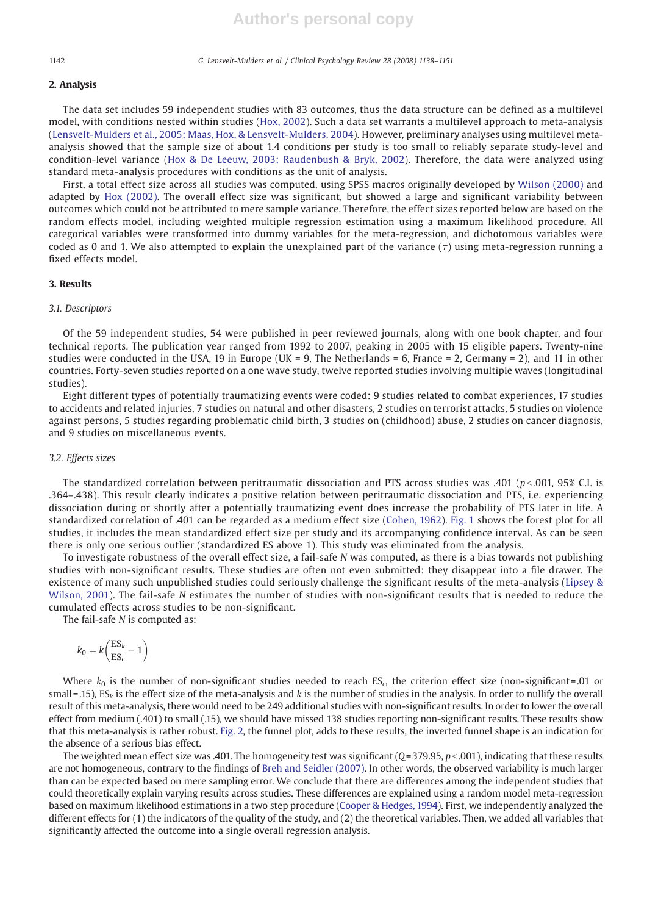## 2. Analysis

The data set includes 59 independent studies with 83 outcomes, thus the data structure can be defined as a multilevel model, with conditions nested within studies (Hox, 2002). Such a data set warrants a multilevel approach to meta-analysis (Lensvelt-Mulders et al., 2005; Maas, Hox, & Lensvelt-Mulders, 2004). However, preliminary analyses using multilevel meta-analysis showed that the sample size of about 1.4 conditions per study is too small to reliably separate study-level and condition-level variance (Hox & De Leeuw, 2003; Raudenbush & Bryk, 2002). Therefore, the data were analyzed using standard meta-analysis procedures with conditions as the unit of analysis.

First, a total effect size across all studies was computed, using SPSS macros originally developed by Wilson (2000) and adapted by Hox (2002). The overall effect size was significant, but showed a large and significant variability between outcomes which could not be attributed to mere sample variance. Therefore, the effect sizes reported below are based on the random effects model, including weighted multiple regression estimation using a maximum likelihood procedure. All categorical variables were transformed into dummy variables for the meta-regression, and dichotomous variables were coded as 0 and 1. We also attempted to explain the unexplained part of the variance ($\tau$) using meta-regression running a fixed effects model.

## 3. Results

### 3.1. Descriptors

Of the 59 independent studies, 54 were published in peer reviewed journals, along with one book chapter, and four technical reports. The publication year ranged from 1992 to 2007, peaking in 2005 with 15 eligible papers. Twenty-nine studies were conducted in the USA, 19 in Europe (UK = 9, The Netherlands = 6, France = 2, Germany = 2), and 11 in other countries. Forty-seven studies reported on a one wave study, twelve reported studies involving multiple waves (longitudinal studies).

Eight different types of potentially traumatizing events were coded: 9 studies related to combat experiences, 17 studies to accidents and related injuries, 7 studies on natural and other disasters, 2 studies on terrorist attacks, 5 studies on violence against persons, 5 studies regarding problematic child birth, 3 studies on (childhood) abuse, 2 studies on cancer diagnosis, and 9 studies on miscellaneous events.

### 3.2. Effects sizes

The standardized correlation between peritraumatic dissociation and PTS across studies was .401 ($p<.001$, 95% C.I. is .364–.438). This result clearly indicates a positive relation between peritraumatic dissociation and PTS, i.e. experiencing dissociation during or shortly after a potentially traumatizing event does increase the probability of PTS later in life. A standardized correlation of .401 can be regarded as a medium effect size (Cohen, 1962). Fig. 1 shows the forest plot for all studies, it includes the mean standardized effect size per study and its accompanying confidence interval. As can be seen there is only one serious outlier (standardized ES above 1). This study was eliminated from the analysis.

To investigate robustness of the overall effect size, a fail-safe *N* was computed, as there is a bias towards not publishing studies with non-significant results. These studies are often not even submitted: they disappear into a file drawer. The existence of many such unpublished studies could seriously challenge the significant results of the meta-analysis (Lipsey & Wilson, 2001). The fail-safe *N* estimates the number of studies with non-significant results that is needed to reduce the cumulated effects across studies to be non-significant.

The fail-safe *N* is computed as:

$$k_0 = k\left(\frac{\text{ES}_k}{\text{ES}_c} - 1\right)$$

Where $k_0$ is the number of non-significant studies needed to reach $\text{ES}_c$, the criterion effect size (non-significant = .01 or small = .15), $\text{ES}_k$ is the effect size of the meta-analysis and $k$ is the number of studies in the analysis. In order to nullify the overall result of this meta-analysis, there would need to be 249 additional studies with non-significant results. In order to lower the overall effect from medium (.401) to small (.15), we should have missed 138 studies reporting non-significant results. These results show that this meta-analysis is rather robust. Fig. 2, the funnel plot, adds to these results, the inverted funnel shape is an indication for the absence of a serious bias effect.

The weighted mean effect size was .401. The homogeneity test was significant ($Q=379.95$, $p<.001$), indicating that these results are not homogeneous, contrary to the findings of Breh and Seidler (2007). In other words, the observed variability is much larger than can be expected based on mere sampling error. We conclude that there are differences among the independent studies that could theoretically explain varying results across studies. These differences are explained using a random model meta-regression based on maximum likelihood estimations in a two step procedure (Cooper & Hedges, 1994). First, we independently analyzed the different effects for (1) the indicators of the quality of the study, and (2) the theoretical variables. Then, we added all variables that significantly affected the outcome into a single overall regression analysis.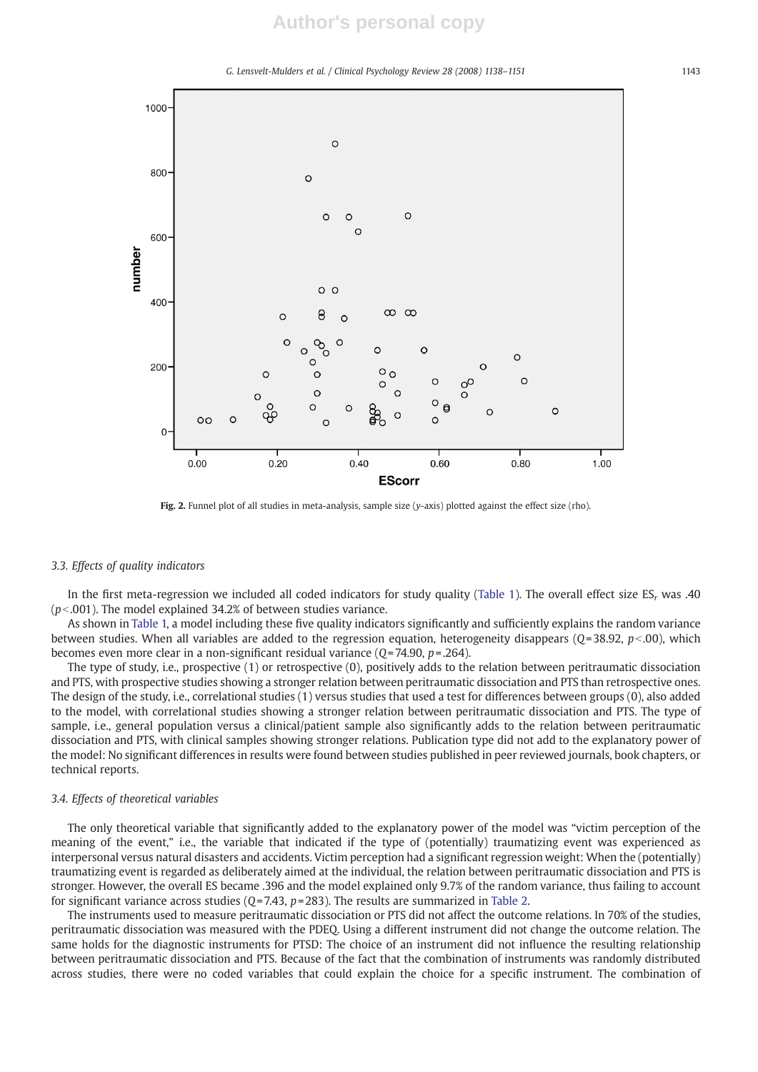Fig. 2. Funnel plot of all studies in meta-analysis, sample size (y-axis) plotted against the effect size (rho).

### 3.3. Effects of quality indicators

In the first meta-regression we included all coded indicators for study quality (Table 1). The overall effect size $ES_r$ was .40 ($p < .001$). The model explained 34.2% of between studies variance.

As shown in Table 1, a model including these five quality indicators significantly and sufficiently explains the random variance between studies. When all variables are added to the regression equation, heterogeneity disappears ($Q = 38.92$, $p < .00$), which becomes even more clear in a non-significant residual variance ($Q = 74.90$, $p = .264$).

The type of study, i.e., prospective (1) or retrospective (0), positively adds to the relation between peritraumatic dissociation and PTS, with prospective studies showing a stronger relation between peritraumatic dissociation and PTS than retrospective ones. The design of the study, i.e., correlational studies (1) versus studies that used a test for differences between groups (0), also added to the model, with correlational studies showing a stronger relation between peritraumatic dissociation and PTS. The type of sample, i.e., general population versus a clinical/patient sample also significantly adds to the relation between peritraumatic dissociation and PTS, with clinical samples showing stronger relations. Publication type did not add to the explanatory power of the model: No significant differences in results were found between studies published in peer reviewed journals, book chapters, or technical reports.

### 3.4. Effects of theoretical variables

The only theoretical variable that significantly added to the explanatory power of the model was "victim perception of the meaning of the event," i.e., the variable that indicated if the type of (potentially) traumatizing event was experienced as interpersonal versus natural disasters and accidents. Victim perception had a significant regression weight: When the (potentially) traumatizing event is regarded as deliberately aimed at the individual, the relation between peritraumatic dissociation and PTS is stronger. However, the overall ES became .396 and the model explained only 9.7% of the random variance, thus failing to account for significant variance across studies ($Q = 7.43$, $p = 283$). The results are summarized in Table 2.

The instruments used to measure peritraumatic dissociation or PTS did not affect the outcome relations. In 70% of the studies, peritraumatic dissociation was measured with the PDEQ. Using a different instrument did not change the outcome relation. The same holds for the diagnostic instruments for PTSD: The choice of an instrument did not influence the resulting relationship between peritraumatic dissociation and PTS. Because of the fact that the combination of instruments was randomly distributed across studies, there were no coded variables that could explain the choice for a specific instrument. The combination of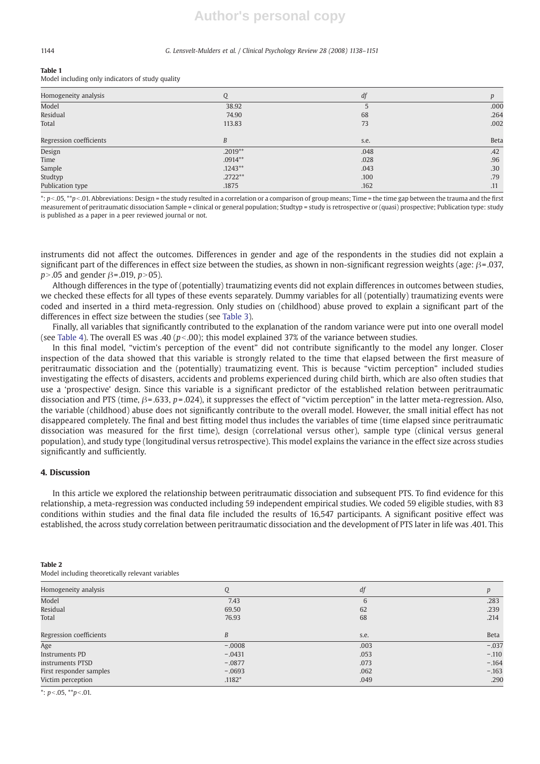**Table 1**
Model including only indicators of study quality

| Homogeneity analysis | $Q$ | $df$ | $p$ |
|---|---|---|---|
| Model | 38.92 | 5 | .000 |
| Residual | 74.90 | 68 | .264 |
| Total | 113.83 | 73 | .002 |
| Regression coefficients | $B$ | s.e. | Beta |
| Design | .2019** | .048 | .42 |
| Time | .0914** | .028 | .96 |
| Sample | .1243** | .043 | .30 |
| Studtyp | .2722** | .100 | .79 |
| Publication type | .1875 | .162 | .11 |

*: $p<.05$, **$p<.01$. Abbreviations: Design = the study resulted in a correlation or a comparison of group means; Time = the time gap between the trauma and the first measurement of peritraumatic dissociation Sample = clinical or general population; Studtyp = study is retrospective or (quasi) prospective; Publication type: study is published as a paper in a peer reviewed journal or not.

instruments did not affect the outcomes. Differences in gender and age of the respondents in the studies did not explain a significant part of the differences in effect size between the studies, as shown in non-significant regression weights (age: $\beta$ = .037, $p$ > .05 and gender $\beta$ = .019, $p$ > 05).

Although differences in the type of (potentially) traumatizing events did not explain differences in outcomes between studies, we checked these effects for all types of these events separately. Dummy variables for all (potentially) traumatizing events were coded and inserted in a third meta-regression. Only studies on (childhood) abuse proved to explain a significant part of the differences in effect size between the studies (see Table 3).

Finally, all variables that significantly contributed to the explanation of the random variance were put into one overall model (see Table 4). The overall ES was .40 ($p$ < .00); this model explained 37% of the variance between studies.

In this final model, "victim's perception of the event" did not contribute significantly to the model any longer. Closer inspection of the data showed that this variable is strongly related to the time that elapsed between the first measure of peritraumatic dissociation and the (potentially) traumatizing event. This is because "victim perception" included studies investigating the effects of disasters, accidents and problems experienced during child birth, which are also often studies that use a 'prospective' design. Since this variable is a significant predictor of the established relation between peritraumatic dissociation and PTS (time, $\beta$ = .633, $p$ = .024), it suppresses the effect of "victim perception" in the latter meta-regression. Also, the variable (childhood) abuse does not significantly contribute to the overall model. However, the small initial effect has not disappeared completely. The final and best fitting model thus includes the variables of time (time elapsed since peritraumatic dissociation was measured for the first time), design (correlational versus other), sample type (clinical versus general population), and study type (longitudinal versus retrospective). This model explains the variance in the effect size across studies significantly and sufficiently.

## 4. Discussion

In this article we explored the relationship between peritraumatic dissociation and subsequent PTS. To find evidence for this relationship, a meta-regression was conducted including 59 independent empirical studies. We coded 59 eligible studies, with 83 conditions within studies and the final data file included the results of 16,547 participants. A significant positive effect was established, the across study correlation between peritraumatic dissociation and the development of PTS later in life was .401. This

**Table 2**
Model including theoretically relevant variables

| Homogeneity analysis | $Q$ | $df$ | $p$ |
|---|---|---|---|
| Model | 7.43 | 6 | .283 |
| Residual | 69.50 | 62 | .239 |
| Total | 76.93 | 68 | .214 |
| Regression coefficients | $B$ | s.e. | Beta |
| Age | −.0008 | .003 | −.037 |
| Instruments PD | −.0431 | .053 | −.110 |
| instruments PTSD | −.0877 | .073 | −.164 |
| First responder samples | −.0693 | .062 | −.163 |
| Victim perception | .1182* | .049 | .290 |

*: $p<.05$, **$p<.01$.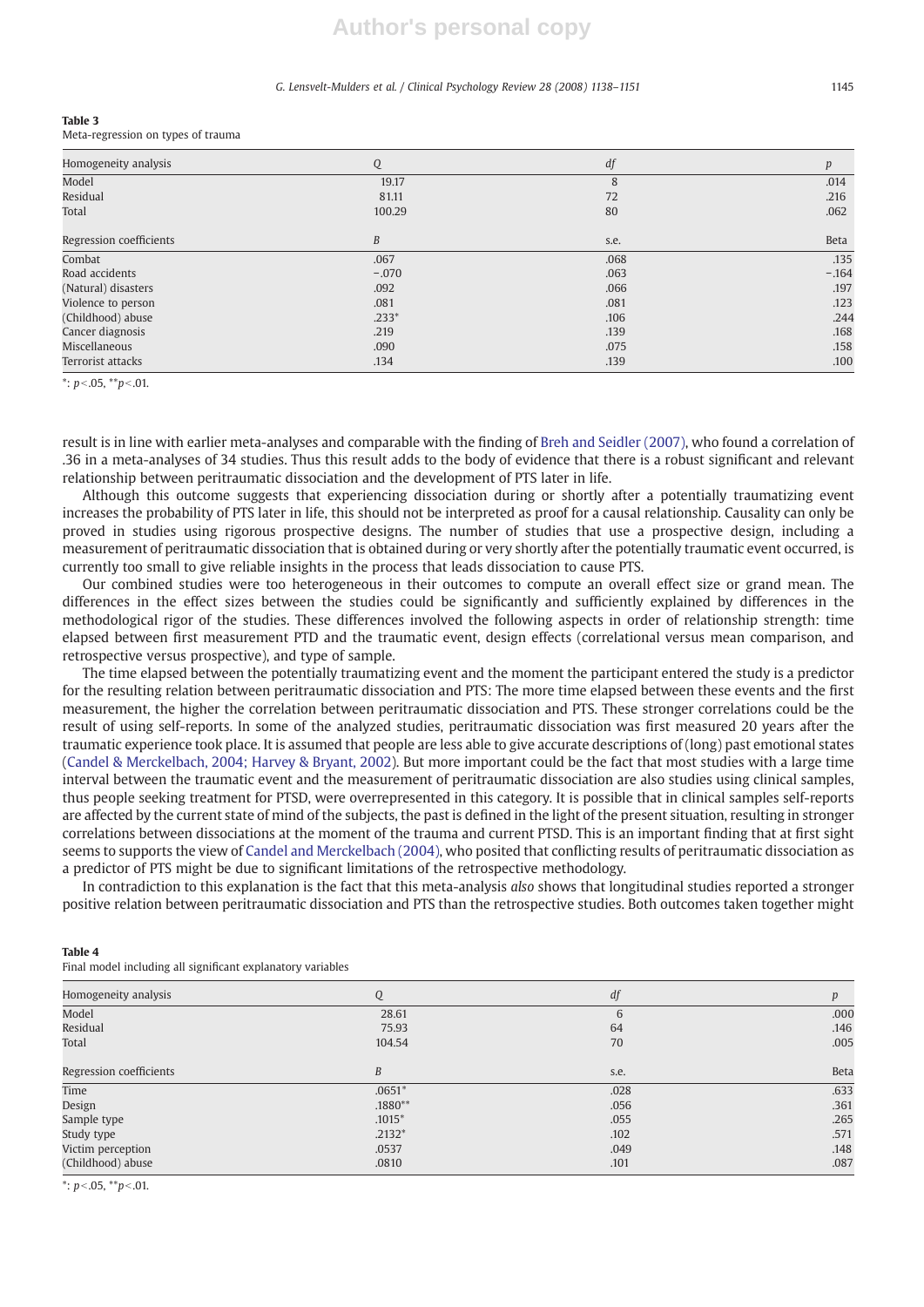**Table 3**
Meta-regression on types of trauma

| Homogeneity analysis | $Q$ | $df$ | $p$ |
|---|---|---|---|
| Model | 19.17 | 8 | .014 |
| Residual | 81.11 | 72 | .216 |
| Total | 100.29 | 80 | .062 |
| **Regression coefficients** | $B$ | s.e. | Beta |
| Combat | .067 | .068 | .135 |
| Road accidents | −.070 | .063 | −.164 |
| (Natural) disasters | .092 | .066 | .197 |
| Violence to person | .081 | .081 | .123 |
| (Childhood) abuse | .233* | .106 | .244 |
| Cancer diagnosis | .219 | .139 | .168 |
| Miscellaneous | .090 | .075 | .158 |
| Terrorist attacks | .134 | .139 | .100 |

*: $p<.05$, **$p<.01$.

result is in line with earlier meta-analyses and comparable with the finding of Breh and Seidler (2007), who found a correlation of .36 in a meta-analyses of 34 studies. Thus this result adds to the body of evidence that there is a robust significant and relevant relationship between peritraumatic dissociation and the development of PTS later in life.

Although this outcome suggests that experiencing dissociation during or shortly after a potentially traumatizing event increases the probability of PTS later in life, this should not be interpreted as proof for a causal relationship. Causality can only be proved in studies using rigorous prospective designs. The number of studies that use a prospective design, including a measurement of peritraumatic dissociation that is obtained during or very shortly after the potentially traumatic event occurred, is currently too small to give reliable insights in the process that leads dissociation to cause PTS.

Our combined studies were too heterogeneous in their outcomes to compute an overall effect size or grand mean. The differences in the effect sizes between the studies could be significantly and sufficiently explained by differences in the methodological rigor of the studies. These differences involved the following aspects in order of relationship strength: time elapsed between first measurement PTD and the traumatic event, design effects (correlational versus mean comparison, and retrospective versus prospective), and type of sample.

The time elapsed between the potentially traumatizing event and the moment the participant entered the study is a predictor for the resulting relation between peritraumatic dissociation and PTS: The more time elapsed between these events and the first measurement, the higher the correlation between peritraumatic dissociation and PTS. These stronger correlations could be the result of using self-reports. In some of the analyzed studies, peritraumatic dissociation was first measured 20 years after the traumatic experience took place. It is assumed that people are less able to give accurate descriptions of (long) past emotional states (Candel & Merckelbach, 2004; Harvey & Bryant, 2002). But more important could be the fact that most studies with a large time interval between the traumatic event and the measurement of peritraumatic dissociation are also studies using clinical samples, thus people seeking treatment for PTSD, were overrepresented in this category. It is possible that in clinical samples self-reports are affected by the current state of mind of the subjects, the past is defined in the light of the present situation, resulting in stronger correlations between dissociations at the moment of the trauma and current PTSD. This is an important finding that at first sight seems to supports the view of Candel and Merckelbach (2004), who posited that conflicting results of peritraumatic dissociation as a predictor of PTS might be due to significant limitations of the retrospective methodology.

In contradiction to this explanation is the fact that this meta-analysis *also* shows that longitudinal studies reported a stronger positive relation between peritraumatic dissociation and PTS than the retrospective studies. Both outcomes taken together might

**Table 4**
Final model including all significant explanatory variables

| Homogeneity analysis | $Q$ | $df$ | $p$ |
|---|---|---|---|
| Model | 28.61 | 6 | .000 |
| Residual | 75.93 | 64 | .146 |
| Total | 104.54 | 70 | .005 |
| **Regression coefficients** | $B$ | s.e. | Beta |
| Time | .0651* | .028 | .633 |
| Design | .1880** | .056 | .361 |
| Sample type | .1015* | .055 | .265 |
| Study type | .2132* | .102 | .571 |
| Victim perception | .0537 | .049 | .148 |
| (Childhood) abuse | .0810 | .101 | .087 |

*: $p<.05$, **$p<.01$.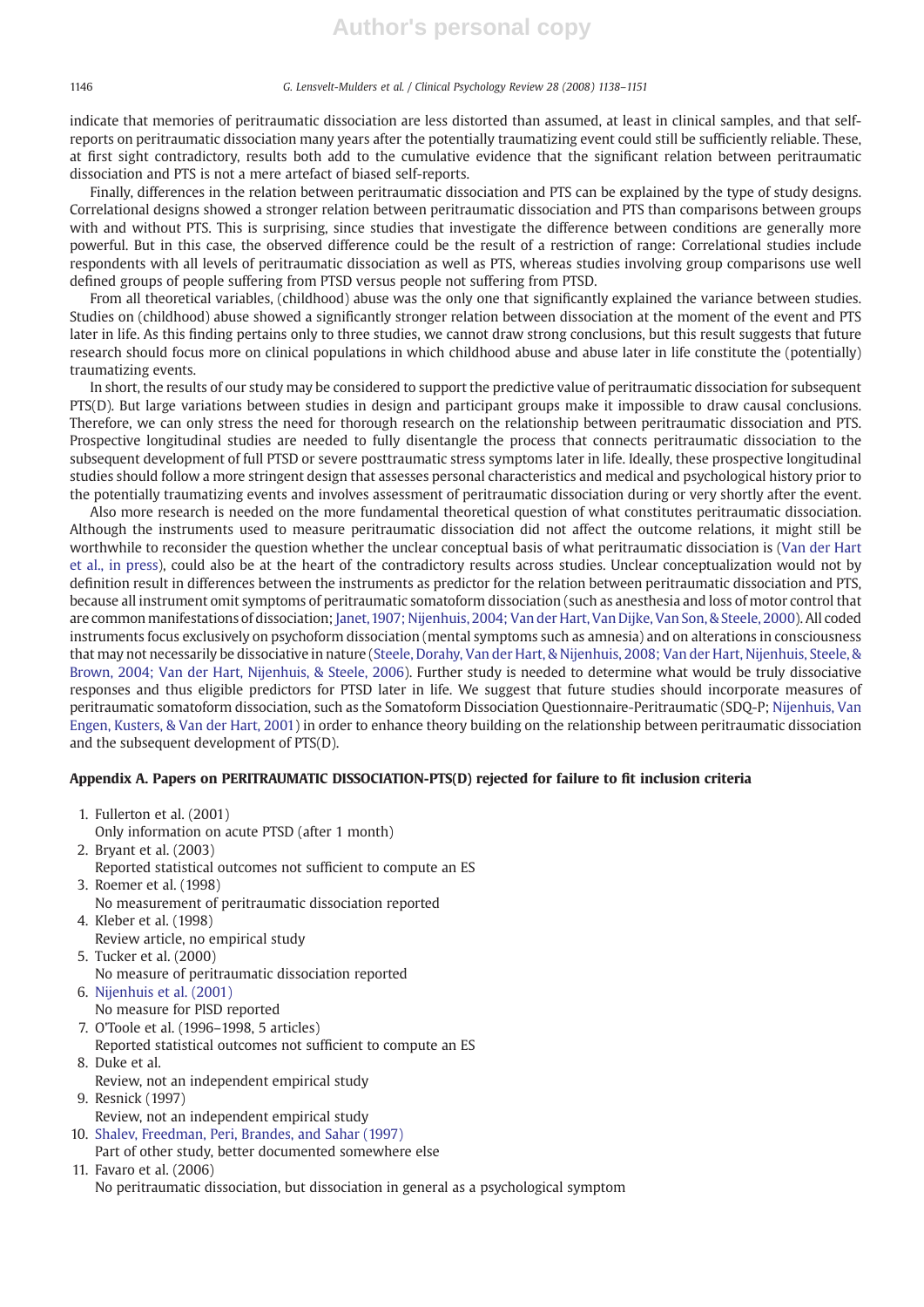indicate that memories of peritraumatic dissociation are less distorted than assumed, at least in clinical samples, and that self-reports on peritraumatic dissociation many years after the potentially traumatizing event could still be sufficiently reliable. These, at first sight contradictory, results both add to the cumulative evidence that the significant relation between peritraumatic dissociation and PTS is not a mere artefact of biased self-reports.

Finally, differences in the relation between peritraumatic dissociation and PTS can be explained by the type of study designs. Correlational designs showed a stronger relation between peritraumatic dissociation and PTS than comparisons between groups with and without PTS. This is surprising, since studies that investigate the difference between conditions are generally more powerful. But in this case, the observed difference could be the result of a restriction of range: Correlational studies include respondents with all levels of peritraumatic dissociation as well as PTS, whereas studies involving group comparisons use well defined groups of people suffering from PTSD versus people not suffering from PTSD.

From all theoretical variables, (childhood) abuse was the only one that significantly explained the variance between studies. Studies on (childhood) abuse showed a significantly stronger relation between dissociation at the moment of the event and PTS later in life. As this finding pertains only to three studies, we cannot draw strong conclusions, but this result suggests that future research should focus more on clinical populations in which childhood abuse and abuse later in life constitute the (potentially) traumatizing events.

In short, the results of our study may be considered to support the predictive value of peritraumatic dissociation for subsequent PTS(D). But large variations between studies in design and participant groups make it impossible to draw causal conclusions. Therefore, we can only stress the need for thorough research on the relationship between peritraumatic dissociation and PTS. Prospective longitudinal studies are needed to fully disentangle the process that connects peritraumatic dissociation to the subsequent development of full PTSD or severe posttraumatic stress symptoms later in life. Ideally, these prospective longitudinal studies should follow a more stringent design that assesses personal characteristics and medical and psychological history prior to the potentially traumatizing events and involves assessment of peritraumatic dissociation during or very shortly after the event.

Also more research is needed on the more fundamental theoretical question of what constitutes peritraumatic dissociation. Although the instruments used to measure peritraumatic dissociation did not affect the outcome relations, it might still be worthwhile to reconsider the question whether the unclear conceptual basis of what peritraumatic dissociation is (Van der Hart et al., in press), could also be at the heart of the contradictory results across studies. Unclear conceptualization would not by definition result in differences between the instruments as predictor for the relation between peritraumatic dissociation and PTS, because all instrument omit symptoms of peritraumatic somatoform dissociation (such as anesthesia and loss of motor control that are common manifestations of dissociation; Janet, 1907; Nijenhuis, 2004; Van der Hart, Van Dijke, Van Son, & Steele, 2000). All coded instruments focus exclusively on psychoform dissociation (mental symptoms such as amnesia) and on alterations in consciousness that may not necessarily be dissociative in nature (Steele, Dorahy, Van der Hart, & Nijenhuis, 2008; Van der Hart, Nijenhuis, Steele, & Brown, 2004; Van der Hart, Nijenhuis, & Steele, 2006). Further study is needed to determine what would be truly dissociative responses and thus eligible predictors for PTSD later in life. We suggest that future studies should incorporate measures of peritraumatic somatoform dissociation, such as the Somatoform Dissociation Questionnaire-Peritraumatic (SDQ-P; Nijenhuis, Van Engen, Kusters, & Van der Hart, 2001) in order to enhance theory building on the relationship between peritraumatic dissociation and the subsequent development of PTS(D).

## Appendix A. Papers on PERITRAUMATIC DISSOCIATION-PTS(D) rejected for failure to fit inclusion criteria

1. Fullerton et al. (2001)
   Only information on acute PTSD (after 1 month)
2. Bryant et al. (2003)
   Reported statistical outcomes not sufficient to compute an ES
3. Roemer et al. (1998)
   No measurement of peritraumatic dissociation reported
4. Kleber et al. (1998)
   Review article, no empirical study
5. Tucker et al. (2000)
   No measure of peritraumatic dissociation reported
6. Nijenhuis et al. (2001)
   No measure for PlSD reported
7. O'Toole et al. (1996–1998, 5 articles)
   Reported statistical outcomes not sufficient to compute an ES
8. Duke et al.
   Review, not an independent empirical study
9. Resnick (1997)
   Review, not an independent empirical study
10. Shalev, Freedman, Peri, Brandes, and Sahar (1997)
    Part of other study, better documented somewhere else
11. Favaro et al. (2006)
    No peritraumatic dissociation, but dissociation in general as a psychological symptom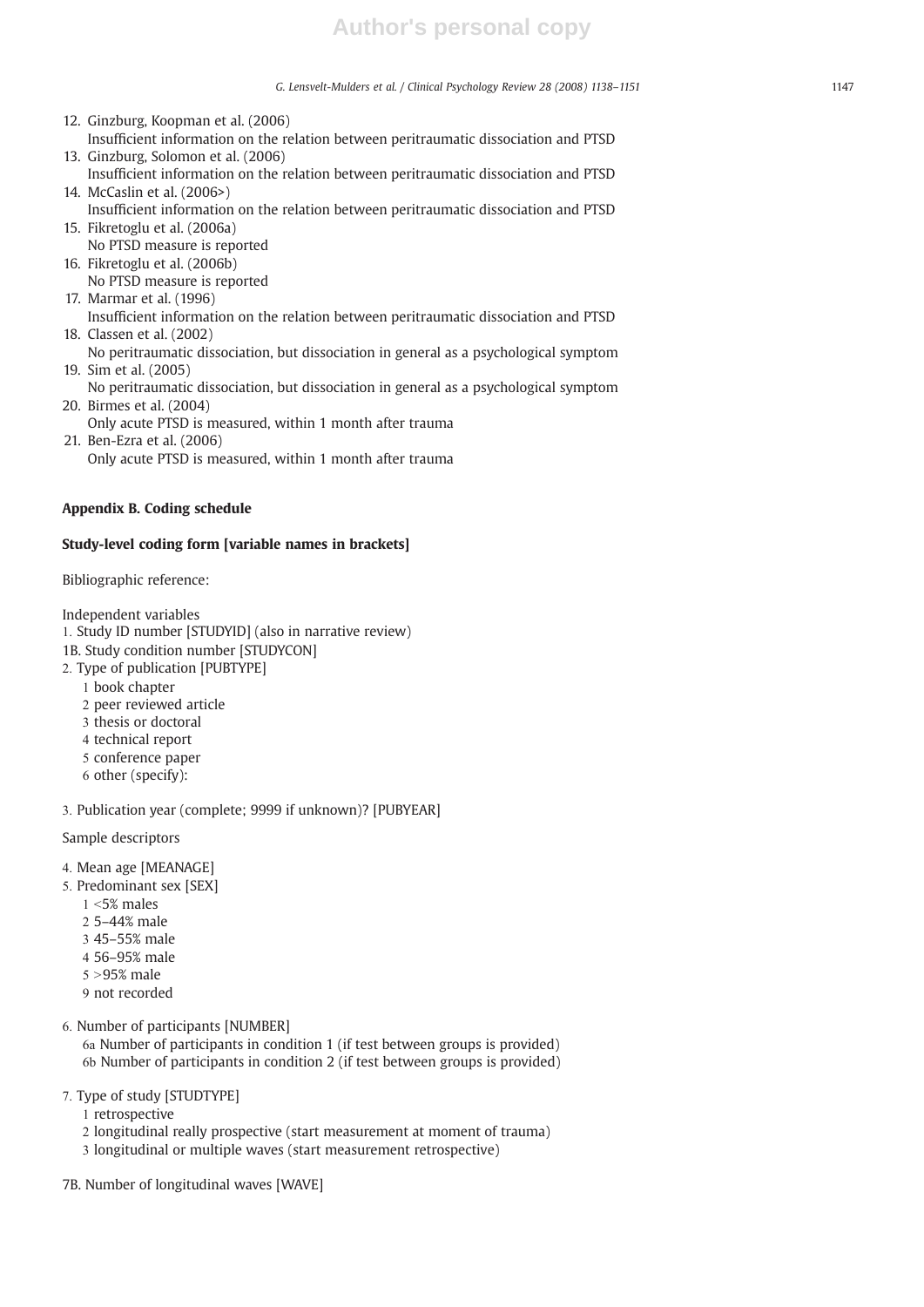12. Ginzburg, Koopman et al. (2006)
    Insufficient information on the relation between peritraumatic dissociation and PTSD
13. Ginzburg, Solomon et al. (2006)
    Insufficient information on the relation between peritraumatic dissociation and PTSD
14. McCaslin et al. (2006>)
    Insufficient information on the relation between peritraumatic dissociation and PTSD
15. Fikretoglu et al. (2006a)
    No PTSD measure is reported
16. Fikretoglu et al. (2006b)
    No PTSD measure is reported
17. Marmar et al. (1996)
    Insufficient information on the relation between peritraumatic dissociation and PTSD
18. Classen et al. (2002)
    No peritraumatic dissociation, but dissociation in general as a psychological symptom
19. Sim et al. (2005)
    No peritraumatic dissociation, but dissociation in general as a psychological symptom
20. Birmes et al. (2004)
    Only acute PTSD is measured, within 1 month after trauma
21. Ben-Ezra et al. (2006)
    Only acute PTSD is measured, within 1 month after trauma

## Appendix B. Coding schedule

### Study-level coding form [variable names in brackets]

Bibliographic reference:

Independent variables

1. Study ID number [STUDYID] (also in narrative review)

1B. Study condition number [STUDYCON]

2. Type of publication [PUBTYPE]
   1 book chapter
   2 peer reviewed article
   3 thesis or doctoral
   4 technical report
   5 conference paper
   6 other (specify):

3. Publication year (complete; 9999 if unknown)? [PUBYEAR]

Sample descriptors

4. Mean age [MEANAGE]
5. Predominant sex [SEX]
   1 <5% males
   2 5–44% male
   3 45–55% male
   4 56–95% male
   5 >95% male
   9 not recorded

6. Number of participants [NUMBER]
   6a Number of participants in condition 1 (if test between groups is provided)
   6b Number of participants in condition 2 (if test between groups is provided)

7. Type of study [STUDTYPE]
   1 retrospective
   2 longitudinal really prospective (start measurement at moment of trauma)
   3 longitudinal or multiple waves (start measurement retrospective)

7B. Number of longitudinal waves [WAVE]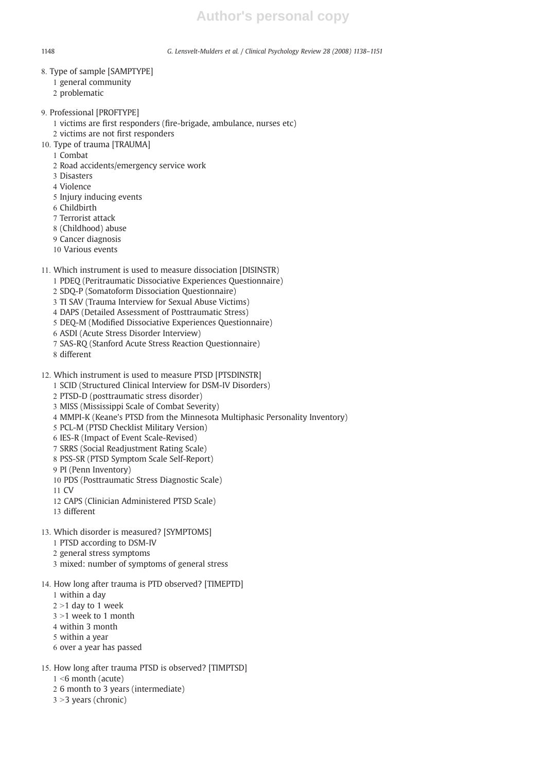8. Type of sample [SAMPTYPE]
   1 general community
   2 problematic

9. Professional [PROFTYPE]
   1 victims are first responders (fire-brigade, ambulance, nurses etc)
   2 victims are not first responders

10. Type of trauma [TRAUMA]
    1 Combat
    2 Road accidents/emergency service work
    3 Disasters
    4 Violence
    5 Injury inducing events
    6 Childbirth
    7 Terrorist attack
    8 (Childhood) abuse
    9 Cancer diagnosis
    10 Various events

11. Which instrument is used to measure dissociation [DISINSTR]
    1 PDEQ (Peritraumatic Dissociative Experiences Questionnaire)
    2 SDQ-P (Somatoform Dissociation Questionnaire)
    3 TI SAV (Trauma Interview for Sexual Abuse Victims)
    4 DAPS (Detailed Assessment of Posttraumatic Stress)
    5 DEQ-M (Modified Dissociative Experiences Questionnaire)
    6 ASDI (Acute Stress Disorder Interview)
    7 SAS-RQ (Stanford Acute Stress Reaction Questionnaire)
    8 different

12. Which instrument is used to measure PTSD [PTSDINSTR]
    1 SCID (Structured Clinical Interview for DSM-IV Disorders)
    2 PTSD-D (posttraumatic stress disorder)
    3 MISS (Mississippi Scale of Combat Severity)
    4 MMPI-K (Keane's PTSD from the Minnesota Multiphasic Personality Inventory)
    5 PCL-M (PTSD Checklist Military Version)
    6 IES-R (Impact of Event Scale-Revised)
    7 SRRS (Social Readjustment Rating Scale)
    8 PSS-SR (PTSD Symptom Scale Self-Report)
    9 PI (Penn Inventory)
    10 PDS (Posttraumatic Stress Diagnostic Scale)
    11 CV
    12 CAPS (Clinician Administered PTSD Scale)
    13 different

13. Which disorder is measured? [SYMPTOMS]
    1 PTSD according to DSM-IV
    2 general stress symptoms
    3 mixed: number of symptoms of general stress

14. How long after trauma is PTD observed? [TIMEPTD]
    1 within a day
    2 >1 day to 1 week
    3 >1 week to 1 month
    4 within 3 month
    5 within a year
    6 over a year has passed

15. How long after trauma PTSD is observed? [TIMPTSD]
    1 <6 month (acute)
    2 6 month to 3 years (intermediate)
    3 >3 years (chronic)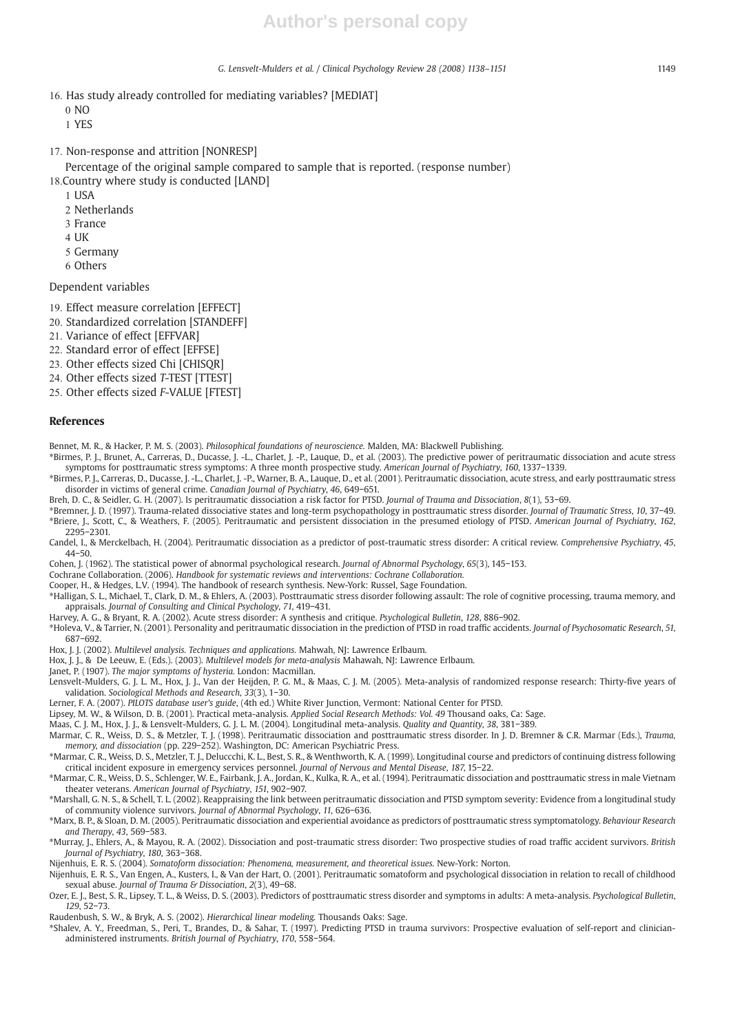16. Has study already controlled for mediating variables? [MEDIAT]

   0 NO

   1 YES

17. Non-response and attrition [NONRESP]

   Percentage of the original sample compared to sample that is reported. (response number)

18. Country where study is conducted [LAND]

   1 USA

   2 Netherlands

   3 France

   4 UK

   5 Germany

   6 Others

Dependent variables

19. Effect measure correlation [EFFECT]
20. Standardized correlation [STANDEFF]
21. Variance of effect [EFFVAR]
22. Standard error of effect [EFFSE]
23. Other effects sized Chi [CHISQR]
24. Other effects sized *T*-TEST [TTEST]
25. Other effects sized *F*-VALUE [FTEST]

## References

Bennet, M. R., & Hacker, P. M. S. (2003). *Philosophical foundations of neuroscience.* Malden, MA: Blackwell Publishing.

*Birmes, P. J., Brunet, A., Carreras, D., Ducasse, J. -L., Charlet, J. -P., Lauque, D., et al. (2003). The predictive power of peritraumatic dissociation and acute stress symptoms for posttraumatic stress symptoms: A three month prospective study. *American Journal of Psychiatry*, *160*, 1337–1339.

*Birmes, P. J., Carreras, D., Ducasse, J. -L., Charlet, J. -P., Warner, B. A., Lauque, D., et al. (2001). Peritraumatic dissociation, acute stress, and early posttraumatic stress disorder in victims of general crime. *Canadian Journal of Psychiatry*, *46*, 649–651.

Breh, D. C., & Seidler, G. H. (2007). Is peritraumatic dissociation a risk factor for PTSD. *Journal of Trauma and Dissociation*, *8*(1), 53–69.

*Bremner, J. D. (1997). Trauma-related dissociative states and long-term psychopathology in posttraumatic stress disorder. *Journal of Traumatic Stress*, *10*, 37–49.

*Briere, J., Scott, C., & Weathers, F. (2005). Peritraumatic and persistent dissociation in the presumed etiology of PTSD. *American Journal of Psychiatry*, *162*, 2295–2301.

Candel, I., & Merckelbach, H. (2004). Peritraumatic dissociation as a predictor of post-traumatic stress disorder: A critical review. *Comprehensive Psychiatry*, *45*, 44–50.

Cohen, J. (1962). The statistical power of abnormal psychological research. *Journal of Abnormal Psychology*, *65*(3), 145–153.

Cochrane Collaboration. (2006). *Handbook for systematic reviews and interventions: Cochrane Collaboration.*

Cooper, H., & Hedges, L.V. (1994). The handbook of research synthesis. New-York: Russel, Sage Foundation.

*Halligan, S. L., Michael, T., Clark, D. M., & Ehlers, A. (2003). Posttraumatic stress disorder following assault: The role of cognitive processing, trauma memory, and appraisals. *Journal of Consulting and Clinical Psychology*, *71*, 419–431.

Harvey, A. G., & Bryant, R. A. (2002). Acute stress disorder: A synthesis and critique. *Psychological Bulletin*, *128*, 886–902.

*Holeva, V., & Tarrier, N. (2001). Personality and peritraumatic dissociation in the prediction of PTSD in road traffic accidents. *Journal of Psychosomatic Research*, *51*, 687–692.

Hox, J. J. (2002). *Multilevel analysis. Techniques and applications.* Mahwah, NJ: Lawrence Erlbaum.

Hox, J. J., & De Leeuw, E. (Eds.). (2003). *Multilevel models for meta-analysis* Mahwah, NJ: Lawrence Erlbaum.

Janet, P. (1907). *The major symptoms of hysteria.* London: Macmillan.

Lensvelt-Mulders, G. J. L. M., Hox, J. J., Van der Heijden, P. G. M., & Maas, C. J. M. (2005). Meta-analysis of randomized response research: Thirty-five years of validation. *Sociological Methods and Research*, *33*(3), 1–30.

Lerner, F. A. (2007). *PILOTS database user's guide*, (4th ed.) White River Junction, Vermont: National Center for PTSD.

Lipsey, M. W., & Wilson, D. B. (2001). Practical meta-analysis. *Applied Social Research Methods: Vol. 49* Thousand oaks, Ca: Sage.

Maas, C. J. M., Hox, J. J., & Lensvelt-Mulders, G. J. L. M. (2004). Longitudinal meta-analysis. *Quality and Quantity*, *38*, 381–389.

Marmar, C. R., Weiss, D. S., & Metzler, T. J. (1998). Peritraumatic dissociation and posttraumatic stress disorder. In J. D. Bremner & C.R. Marmar (Eds.), *Trauma, memory, and dissociation* (pp. 229–252). Washington, DC: American Psychiatric Press.

*Marmar, C. R., Weiss, D. S., Metzler, T. J., Delucchi, K. L., Best, S. R., & Wenthworth, K. A. (1999). Longitudinal course and predictors of continuing distress following critical incident exposure in emergency services personnel. *Journal of Nervous and Mental Disease*, *187*, 15–22.

*Marmar, C. R., Weiss, D. S., Schlenger, W. E., Fairbank, J. A., Jordan, K., Kulka, R. A., et al. (1994). Peritraumatic dissociation and posttraumatic stress in male Vietnam theater veterans. *American Journal of Psychiatry*, *151*, 902–907.

*Marshall, G. N. S., & Schell, T. L. (2002). Reappraising the link between peritraumatic dissociation and PTSD symptom severity: Evidence from a longitudinal study of community violence survivors. *Journal of Abnormal Psychology*, *11*, 626–636.

*Marx, B. P., & Sloan, D. M. (2005). Peritraumatic dissociation and experiential avoidance as predictors of posttraumatic stress symptomatology. *Behaviour Research and Therapy*, *43*, 569–583.

*Murray, J., Ehlers, A., & Mayou, R. A. (2002). Dissociation and post-traumatic stress disorder: Two prospective studies of road traffic accident survivors. *British Journal of Psychiatry*, *180*, 363–368.

Nijenhuis, E. R. S. (2004). *Somatoform dissociation: Phenomena, measurement, and theoretical issues.* New-York: Norton.

Nijenhuis, E. R. S., Van Engen, A., Kusters, I., & Van der Hart, O. (2001). Peritraumatic somatoform and psychological dissociation in relation to recall of childhood sexual abuse. *Journal of Trauma & Dissociation*, *2*(3), 49–68.

Ozer, E. J., Best, S. R., Lipsey, T. L., & Weiss, D. S. (2003). Predictors of posttraumatic stress disorder and symptoms in adults: A meta-analysis. *Psychological Bulletin*, *129*, 52–73.

Raudenbush, S. W., & Bryk, A. S. (2002). *Hierarchical linear modeling.* Thousands Oaks: Sage.

*Shalev, A. Y., Freedman, S., Peri, T., Brandes, D., & Sahar, T. (1997). Predicting PTSD in trauma survivors: Prospective evaluation of self-report and clinician-administered instruments. *British Journal of Psychiatry*, *170*, 558–564.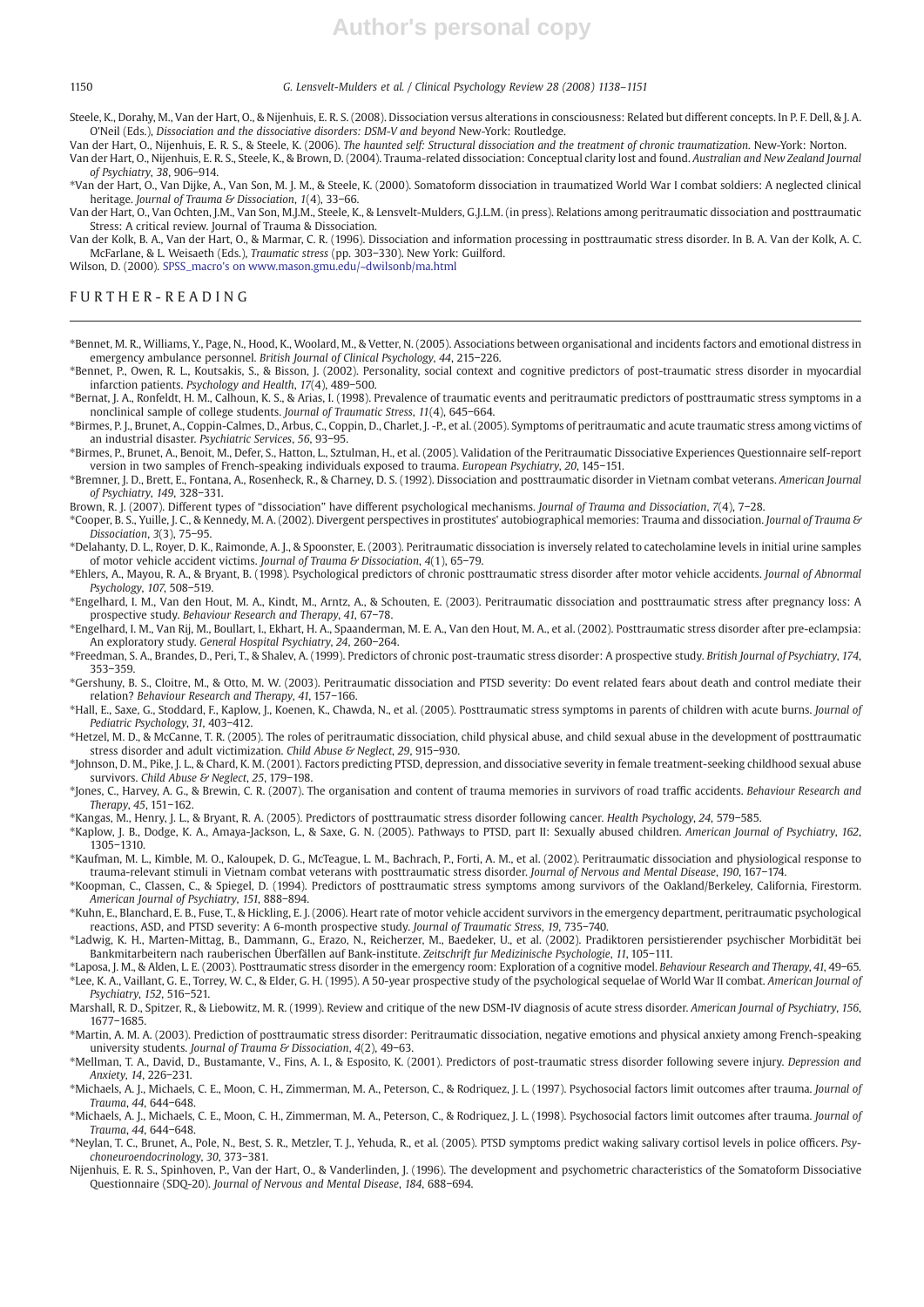Steele, K., Dorahy, M., Van der Hart, O., & Nijenhuis, E. R. S. (2008). Dissociation versus alterations in consciousness: Related but different concepts. In P. F. Dell, & J. A. O'Neil (Eds.), *Dissociation and the dissociative disorders: DSM-V and beyond* New-York: Routledge.

Van der Hart, O., Nijenhuis, E. R. S., & Steele, K. (2006). *The haunted self: Structural dissociation and the treatment of chronic traumatization.* New-York: Norton.

Van der Hart, O., Nijenhuis, E. R. S., Steele, K., & Brown, D. (2004). Trauma-related dissociation: Conceptual clarity lost and found. *Australian and New Zealand Journal of Psychiatry*, *38*, 906–914.

*Van der Hart, O., Van Dijke, A., Van Son, M. J. M., & Steele, K. (2000). Somatoform dissociation in traumatized World War I combat soldiers: A neglected clinical heritage. *Journal of Trauma & Dissociation*, *1*(4), 33–66.

Van der Hart, O., Van Ochten, J.M., Van Son, M.J.M., Steele, K., & Lensvelt-Mulders, G.J.L.M. (in press). Relations among peritraumatic dissociation and posttraumatic Stress: A critical review. Journal of Trauma & Dissociation.

Van der Kolk, B. A., Van der Hart, O., & Marmar, C. R. (1996). Dissociation and information processing in posttraumatic stress disorder. In B. A. Van der Kolk, A. C. McFarlane, & L. Weisaeth (Eds.), *Traumatic stress* (pp. 303–330). New York: Guilford.

Wilson, D. (2000). SPSS_macro's on www.mason.gmu.edu/~dwilsonb/ma.html

## FURTHER-READING

*Bennet, M. R., Williams, Y., Page, N., Hood, K., Woolard, M., & Vetter, N. (2005). Associations between organisational and incidents factors and emotional distress in emergency ambulance personnel. *British Journal of Clinical Psychology*, *44*, 215–226.

*Bennet, P., Owen, R. L., Koutsakis, S., & Bisson, J. (2002). Personality, social context and cognitive predictors of post-traumatic stress disorder in myocardial infarction patients. *Psychology and Health*, *17*(4), 489–500.

*Bernat, J. A., Ronfeldt, H. M., Calhoun, K. S., & Arias, I. (1998). Prevalence of traumatic events and peritraumatic predictors of posttraumatic stress symptoms in a nonclinical sample of college students. *Journal of Traumatic Stress*, *11*(4), 645–664.

*Birmes, P. J., Brunet, A., Coppin-Calmes, D., Arbus, C., Coppin, D., Charlet, J. -P., et al. (2005). Symptoms of peritraumatic and acute traumatic stress among victims of an industrial disaster. *Psychiatric Services*, *56*, 93–95.

*Birmes, P., Brunet, A., Benoit, M., Defer, S., Hatton, L., Sztulman, H., et al. (2005). Validation of the Peritraumatic Dissociative Experiences Questionnaire self-report version in two samples of French-speaking individuals exposed to trauma. *European Psychiatry*, *20*, 145–151.

*Bremner, J. D., Brett, E., Fontana, A., Rosenheck, R., & Charney, D. S. (1992). Dissociation and posttraumatic disorder in Vietnam combat veterans. *American Journal of Psychiatry*, *149*, 328–331.

Brown, R. J. (2007). Different types of "dissociation" have different psychological mechanisms. *Journal of Trauma and Dissociation*, *7*(4), 7–28.

*Cooper, B. S., Yuille, J. C., & Kennedy, M. A. (2002). Divergent perspectives in prostitutes' autobiographical memories: Trauma and dissociation. *Journal of Trauma & Dissociation*, *3*(3), 75–95.

*Delahanty, D. L., Royer, D. K., Raimonde, A. J., & Spoonster, E. (2003). Peritraumatic dissociation is inversely related to catecholamine levels in initial urine samples of motor vehicle accident victims. *Journal of Trauma & Dissociation*, *4*(1), 65–79.

*Ehlers, A., Mayou, R. A., & Bryant, B. (1998). Psychological predictors of chronic posttraumatic stress disorder after motor vehicle accidents. *Journal of Abnormal Psychology*, *107*, 508–519.

*Engelhard, I. M., Van den Hout, M. A., Kindt, M., Arntz, A., & Schouten, E. (2003). Peritraumatic dissociation and posttraumatic stress after pregnancy loss: A prospective study. *Behaviour Research and Therapy*, *41*, 67–78.

*Engelhard, I. M., Van Rij, M., Boullart, I., Ekhart, H. A., Spaanderman, M. E. A., Van den Hout, M. A., et al. (2002). Posttraumatic stress disorder after pre-eclampsia: An exploratory study. *General Hospital Psychiatry*, *24*, 260–264.

*Freedman, S. A., Brandes, D., Peri, T., & Shalev, A. (1999). Predictors of chronic post-traumatic stress disorder: A prospective study. *British Journal of Psychiatry*, *174*, 353–359.

*Gershuny, B. S., Cloitre, M., & Otto, M. W. (2003). Peritraumatic dissociation and PTSD severity: Do event related fears about death and control mediate their relation? *Behaviour Research and Therapy*, *41*, 157–166.

*Hall, E., Saxe, G., Stoddard, F., Kaplow, J., Koenen, K., Chawda, N., et al. (2005). Posttraumatic stress symptoms in parents of children with acute burns. *Journal of Pediatric Psychology*, *31*, 403–412.

*Hetzel, M. D., & McCanne, T. R. (2005). The roles of peritraumatic dissociation, child physical abuse, and child sexual abuse in the development of posttraumatic stress disorder and adult victimization. *Child Abuse & Neglect*, *29*, 915–930.

*Johnson, D. M., Pike, J. L., & Chard, K. M. (2001). Factors predicting PTSD, depression, and dissociative severity in female treatment-seeking childhood sexual abuse survivors. *Child Abuse & Neglect*, *25*, 179–198.

*Jones, C., Harvey, A. G., & Brewin, C. R. (2007). The organisation and content of trauma memories in survivors of road traffic accidents. *Behaviour Research and Therapy*, *45*, 151–162.

*Kangas, M., Henry, J. L., & Bryant, R. A. (2005). Predictors of posttraumatic stress disorder following cancer. *Health Psychology*, *24*, 579–585.

*Kaplow, J. B., Dodge, K. A., Amaya-Jackson, L., & Saxe, G. N. (2005). Pathways to PTSD, part II: Sexually abused children. *American Journal of Psychiatry*, *162*, 1305–1310.

*Kaufman, M. L., Kimble, M. O., Kaloupek, D. G., McTeague, L. M., Bachrach, P., Forti, A. M., et al. (2002). Peritraumatic dissociation and physiological response to trauma-relevant stimuli in Vietnam combat veterans with posttraumatic stress disorder. *Journal of Nervous and Mental Disease*, *190*, 167–174.

*Koopman, C., Classen, C., & Spiegel, D. (1994). Predictors of posttraumatic stress symptoms among survivors of the Oakland/Berkeley, California, Firestorm. *American Journal of Psychiatry*, *151*, 888–894.

*Kuhn, E., Blanchard, E. B., Fuse, T., & Hickling, E. J. (2006). Heart rate of motor vehicle accident survivors in the emergency department, peritraumatic psychological reactions, ASD, and PTSD severity: A 6-month prospective study. *Journal of Traumatic Stress*, *19*, 735–740.

*Ladwig, K. H., Marten-Mittag, B., Dammann, G., Erazo, N., Reicherzer, M., Baedeker, U., et al. (2002). Pradiktoren persistierender psychischer Morbidität bei Bankmitarbeitern nach rauberischen Überfällen auf Bank-institute. *Zeitschrift fur Medizinische Psychologie*, *11*, 105–111.

*Laposa, J. M., & Alden, L. E. (2003). Posttraumatic stress disorder in the emergency room: Exploration of a cognitive model. *Behaviour Research and Therapy*, *41*, 49–65.

*Lee, K. A., Vaillant, G. E., Torrey, W. C., & Elder, G. H. (1995). A 50-year prospective study of the psychological sequelae of World War II combat. *American Journal of Psychiatry*, *152*, 516–521.

Marshall, R. D., Spitzer, R., & Liebowitz, M. R. (1999). Review and critique of the new DSM-IV diagnosis of acute stress disorder. *American Journal of Psychiatry*, *156*, 1677–1685.

*Martin, A. M. A. (2003). Prediction of posttraumatic stress disorder: Peritraumatic dissociation, negative emotions and physical anxiety among French-speaking university students. *Journal of Trauma & Dissociation*, *4*(2), 49–63.

*Mellman, T. A., David, D., Bustamante, V., Fins, A. I., & Esposito, K. (2001). Predictors of post-traumatic stress disorder following severe injury. *Depression and Anxiety*, *14*, 226–231.

*Michaels, A. J., Michaels, C. E., Moon, C. H., Zimmerman, M. A., Peterson, C., & Rodriquez, J. L. (1997). Psychosocial factors limit outcomes after trauma. *Journal of Trauma*, *44*, 644–648.

*Michaels, A. J., Michaels, C. E., Moon, C. H., Zimmerman, M. A., Peterson, C., & Rodriquez, J. L. (1998). Psychosocial factors limit outcomes after trauma. *Journal of Trauma*, *44*, 644–648.

*Neylan, T. C., Brunet, A., Pole, N., Best, S. R., Metzler, T. J., Yehuda, R., et al. (2005). PTSD symptoms predict waking salivary cortisol levels in police officers. *Psychoneuroendocrinology*, *30*, 373–381.

Nijenhuis, E. R. S., Spinhoven, P., Van der Hart, O., & Vanderlinden, J. (1996). The development and psychometric characteristics of the Somatoform Dissociative Questionnaire (SDQ-20). *Journal of Nervous and Mental Disease*, *184*, 688–694.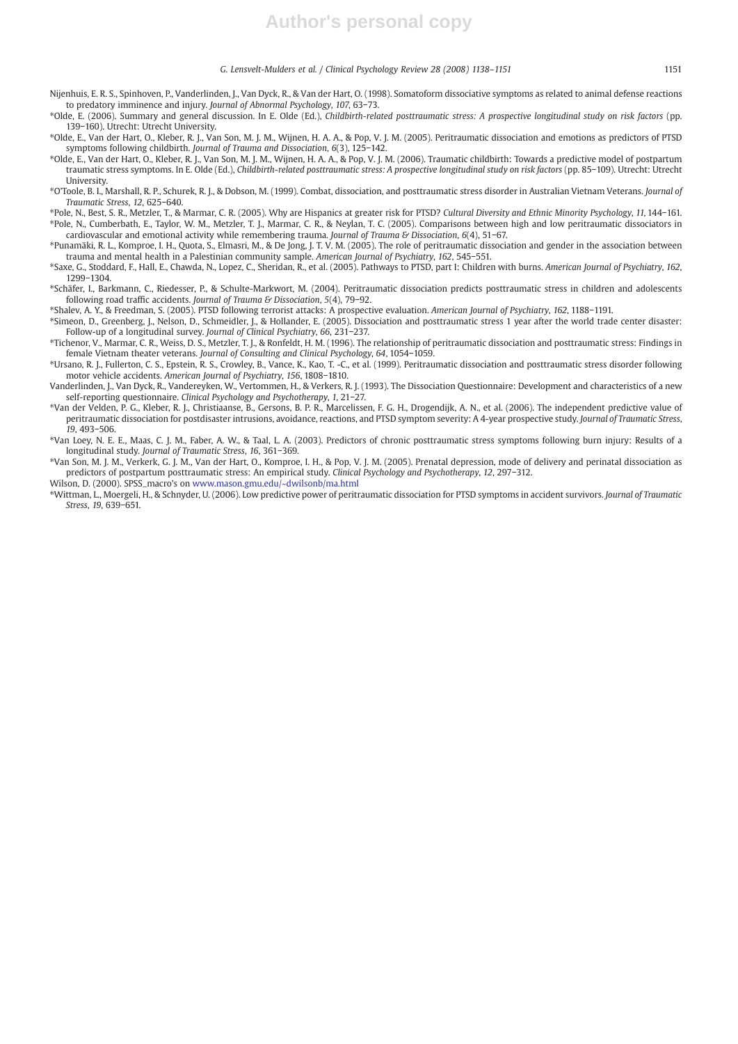Nijenhuis, E. R. S., Spinhoven, P., Vanderlinden, J., Van Dyck, R., & Van der Hart, O. (1998). Somatoform dissociative symptoms as related to animal defense reactions to predatory imminence and injury. *Journal of Abnormal Psychology*, *107*, 63–73.

*Olde, E. (2006). Summary and general discussion. In E. Olde (Ed.), *Childbirth-related posttraumatic stress: A prospective longitudinal study on risk factors* (pp. 139–160). Utrecht: Utrecht University.

*Olde, E., Van der Hart, O., Kleber, R. J., Van Son, M. J. M., Wijnen, H. A. A., & Pop, V. J. M. (2005). Peritraumatic dissociation and emotions as predictors of PTSD symptoms following childbirth. *Journal of Trauma and Dissociation*, *6*(3), 125–142.

*Olde, E., Van der Hart, O., Kleber, R. J., Van Son, M. J. M., Wijnen, H. A. A., & Pop, V. J. M. (2006). Traumatic childbirth: Towards a predictive model of postpartum traumatic stress symptoms. In E. Olde (Ed.), *Childbirth-related posttraumatic stress: A prospective longitudinal study on risk factors* (pp. 85–109). Utrecht: Utrecht University.

*O'Toole, B. I., Marshall, R. P., Schurek, R. J., & Dobson, M. (1999). Combat, dissociation, and posttraumatic stress disorder in Australian Vietnam Veterans. *Journal of Traumatic Stress*, *12*, 625–640.

*Pole, N., Best, S. R., Metzler, T., & Marmar, C. R. (2005). Why are Hispanics at greater risk for PTSD? *Cultural Diversity and Ethnic Minority Psychology*, *11*, 144–161.

*Pole, N., Cumberbath, E., Taylor, W. M., Metzler, T. J., Marmar, C. R., & Neylan, T. C. (2005). Comparisons between high and low peritraumatic dissociators in cardiovascular and emotional activity while remembering trauma. *Journal of Trauma & Dissociation*, *6*(4), 51–67.

*Punamäki, R. L., Komproe, I. H., Quota, S., Elmasri, M., & De Jong, J. T. V. M. (2005). The role of peritraumatic dissociation and gender in the association between trauma and mental health in a Palestinian community sample. *American Journal of Psychiatry*, *162*, 545–551.

*Saxe, G., Stoddard, F., Hall, E., Chawda, N., Lopez, C., Sheridan, R., et al. (2005). Pathways to PTSD, part I: Children with burns. *American Journal of Psychiatry*, *162*, 1299–1304.

*Schäfer, I., Barkmann, C., Riedesser, P., & Schulte-Markwort, M. (2004). Peritraumatic dissociation predicts posttraumatic stress in children and adolescents following road traffic accidents. *Journal of Trauma & Dissociation*, *5*(4), 79–92.

*Shalev, A. Y., & Freedman, S. (2005). PTSD following terrorist attacks: A prospective evaluation. *American Journal of Psychiatry*, *162*, 1188–1191.

*Simeon, D., Greenberg, J., Nelson, D., Schmeidler, J., & Hollander, E. (2005). Dissociation and posttraumatic stress 1 year after the world trade center disaster: Follow-up of a longitudinal survey. *Journal of Clinical Psychiatry*, *66*, 231–237.

*Tichenor, V., Marmar, C. R., Weiss, D. S., Metzler, T. J., & Ronfeldt, H. M. (1996). The relationship of peritraumatic dissociation and posttraumatic stress: Findings in female Vietnam theater veterans. *Journal of Consulting and Clinical Psychology*, *64*, 1054–1059.

*Ursano, R. J., Fullerton, C. S., Epstein, R. S., Crowley, B., Vance, K., Kao, T. -C., et al. (1999). Peritraumatic dissociation and posttraumatic stress disorder following motor vehicle accidents. *American Journal of Psychiatry*, *156*, 1808–1810.

Vanderlinden, J., Van Dyck, R., Vandereyken, W., Vertommen, H., & Verkers, R. J. (1993). The Dissociation Questionnaire: Development and characteristics of a new self-reporting questionnaire. *Clinical Psychology and Psychotherapy*, *1*, 21–27.

*Van der Velden, P. G., Kleber, R. J., Christiaanse, B., Gersons, B. P. R., Marcelissen, F. G. H., Drogendijk, A. N., et al. (2006). The independent predictive value of peritraumatic dissociation for postdisaster intrusions, avoidance, reactions, and PTSD symptom severity: A 4-year prospective study. *Journal of Traumatic Stress*, *19*, 493–506.

*Van Loey, N. E. E., Maas, C. J. M., Faber, A. W., & Taal, L. A. (2003). Predictors of chronic posttraumatic stress symptoms following burn injury: Results of a longitudinal study. *Journal of Traumatic Stress*, *16*, 361–369.

*Van Son, M. J. M., Verkerk, G. J. M., Van der Hart, O., Komproe, I. H., & Pop, V. J. M. (2005). Prenatal depression, mode of delivery and perinatal dissociation as predictors of postpartum posttraumatic stress: An empirical study. *Clinical Psychology and Psychotherapy*, *12*, 297–312.

Wilson, D. (2000). SPSS_macro's on www.mason.gmu.edu/~dwilsonb/ma.html

*Wittman, L., Moergeli, H., & Schnyder, U. (2006). Low predictive power of peritraumatic dissociation for PTSD symptoms in accident survivors. *Journal of Traumatic Stress*, *19*, 639–651.